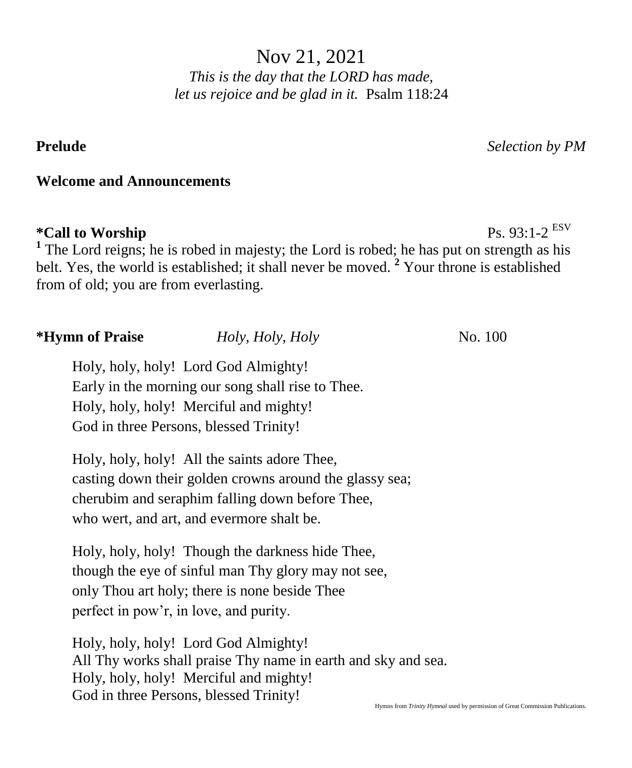# Nov 21, 2021

*This is the day that the LORD has made,*
*let us rejoice and be glad in it.* Psalm 118:24

**Prelude** *Selection by PM*

**Welcome and Announcements**

**\*Call to Worship** Ps. 93:1-2 ESV

[1] The Lord reigns; he is robed in majesty; the Lord is robed; he has put on strength as his belt. Yes, the world is established; it shall never be moved. [2] Your throne is established from of old; you are from everlasting.

**\*Hymn of Praise** *Holy, Holy, Holy* No. 100

Holy, holy, holy! Lord God Almighty!
Early in the morning our song shall rise to Thee.
Holy, holy, holy! Merciful and mighty!
God in three Persons, blessed Trinity!

Holy, holy, holy! All the saints adore Thee,
casting down their golden crowns around the glassy sea;
cherubim and seraphim falling down before Thee,
who wert, and art, and evermore shalt be.

Holy, holy, holy! Though the darkness hide Thee,
though the eye of sinful man Thy glory may not see,
only Thou art holy; there is none beside Thee
perfect in pow'r, in love, and purity.

Holy, holy, holy! Lord God Almighty!
All Thy works shall praise Thy name in earth and sky and sea.
Holy, holy, holy! Merciful and mighty!
God in three Persons, blessed Trinity!

Hymns from *Trinity Hymnal* used by permission of Great Commission Publications.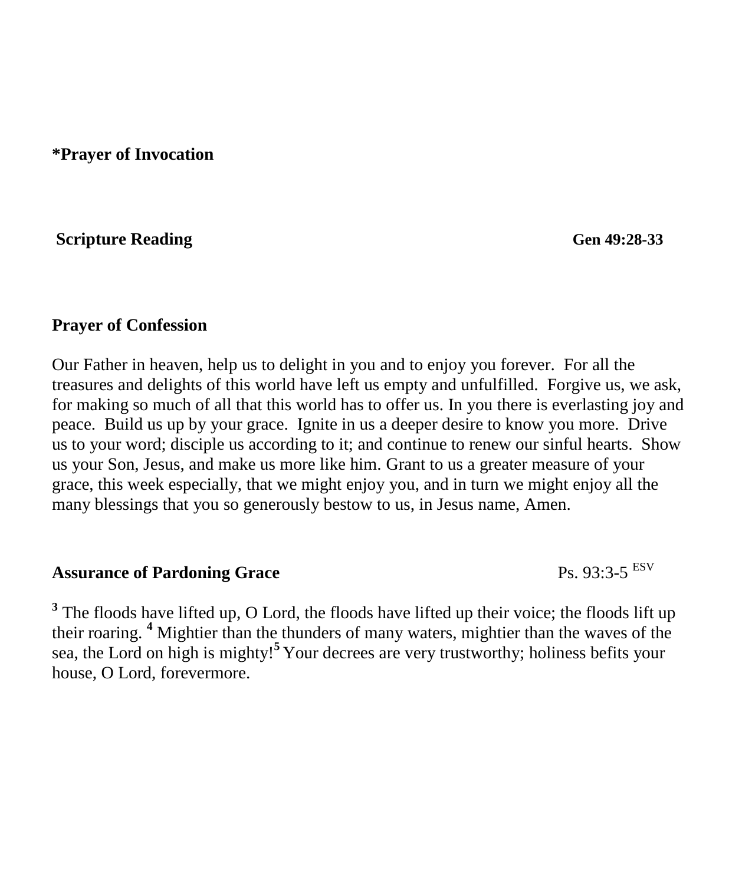**\*Prayer of Invocation**

**Scripture Reading** **Gen 49:28-33**

**Prayer of Confession**

Our Father in heaven, help us to delight in you and to enjoy you forever. For all the treasures and delights of this world have left us empty and unfulfilled. Forgive us, we ask, for making so much of all that this world has to offer us. In you there is everlasting joy and peace. Build us up by your grace. Ignite in us a deeper desire to know you more. Drive us to your word; disciple us according to it; and continue to renew our sinful hearts. Show us your Son, Jesus, and make us more like him. Grant to us a greater measure of your grace, this week especially, that we might enjoy you, and in turn we might enjoy all the many blessings that you so generously bestow to us, in Jesus name, Amen.

**Assurance of Pardoning Grace** Ps. 93:3-5 [ESV]

**3** The floods have lifted up, O Lord, the floods have lifted up their voice; the floods lift up their roaring. **4** Mightier than the thunders of many waters, mightier than the waves of the sea, the Lord on high is mighty! **5** Your decrees are very trustworthy; holiness befits your house, O Lord, forevermore.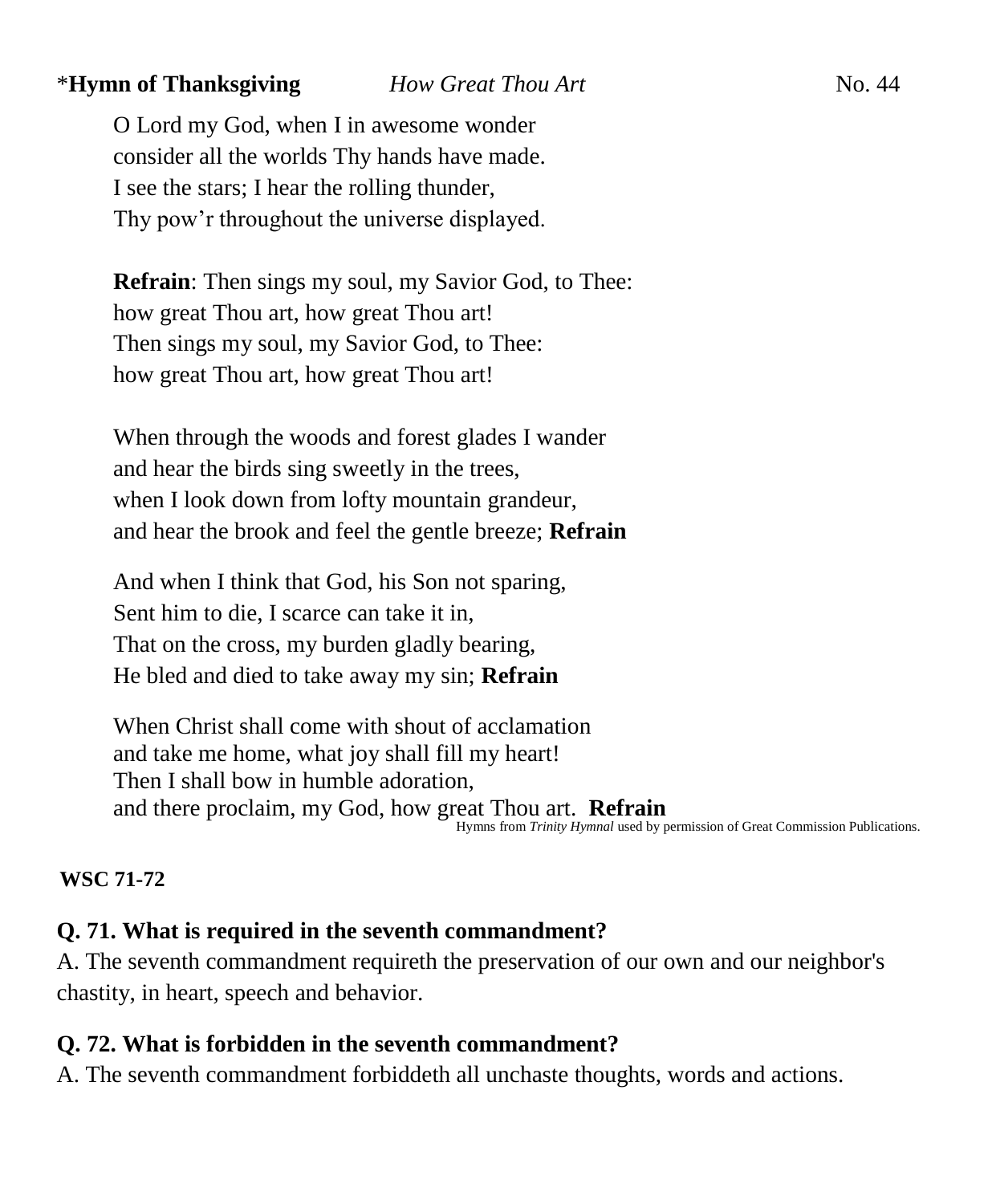*__Hymn of Thanksgiving__ *How Great Thou Art* No. 44

O Lord my God, when I in awesome wonder
consider all the worlds Thy hands have made.
I see the stars; I hear the rolling thunder,
Thy pow'r throughout the universe displayed.

**Refrain**: Then sings my soul, my Savior God, to Thee:
how great Thou art, how great Thou art!
Then sings my soul, my Savior God, to Thee:
how great Thou art, how great Thou art!

When through the woods and forest glades I wander
and hear the birds sing sweetly in the trees,
when I look down from lofty mountain grandeur,
and hear the brook and feel the gentle breeze; **Refrain**

And when I think that God, his Son not sparing,
Sent him to die, I scarce can take it in,
That on the cross, my burden gladly bearing,
He bled and died to take away my sin; **Refrain**

When Christ shall come with shout of acclamation
and take me home, what joy shall fill my heart!
Then I shall bow in humble adoration,
and there proclaim, my God, how great Thou art. **Refrain**

Hymns from *Trinity Hymnal* used by permission of Great Commission Publications.

**WSC 71-72**

**Q. 71. What is required in the seventh commandment?**

A. The seventh commandment requireth the preservation of our own and our neighbor's chastity, in heart, speech and behavior.

**Q. 72. What is forbidden in the seventh commandment?**

A. The seventh commandment forbiddeth all unchaste thoughts, words and actions.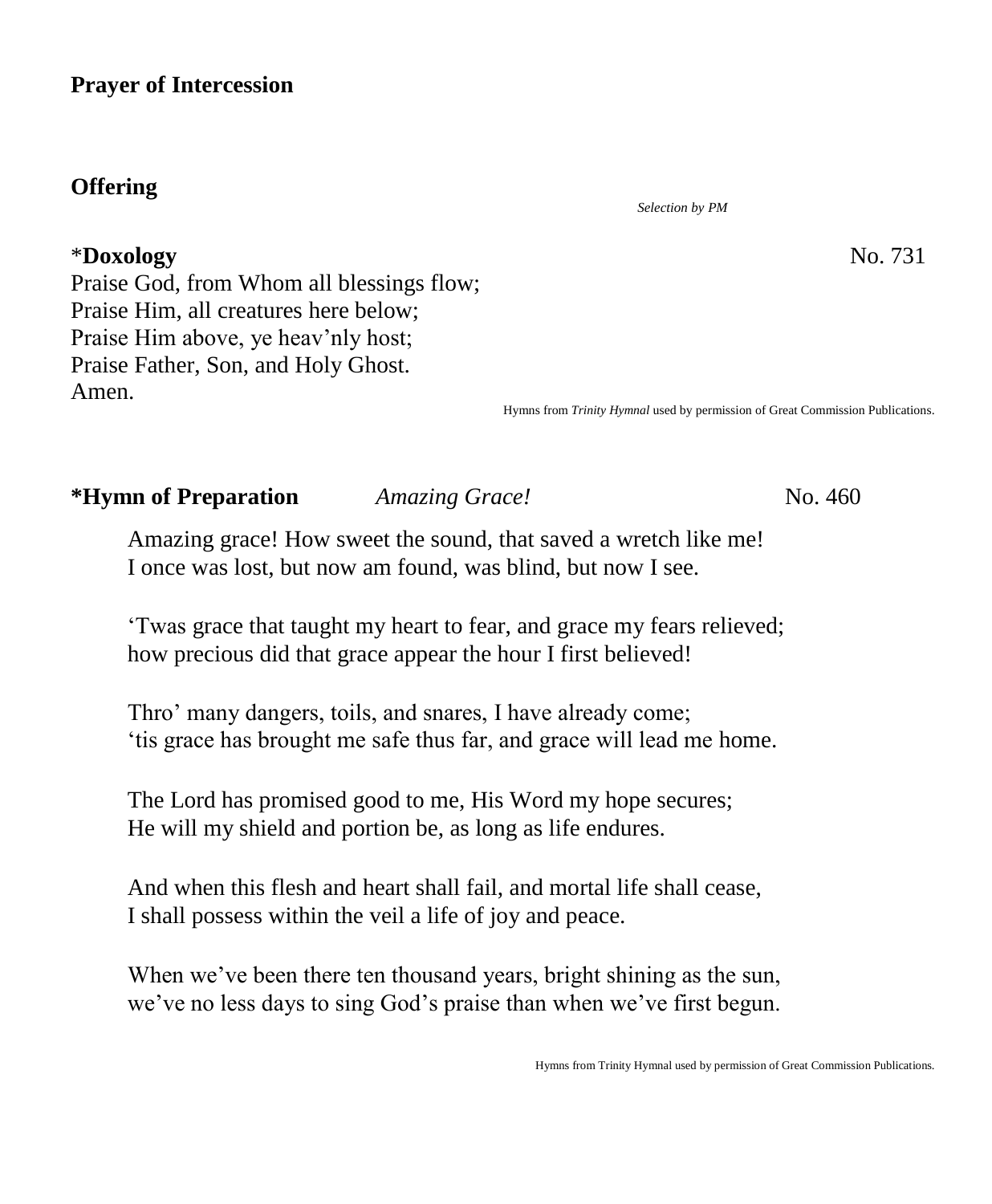**Prayer of Intercession**

**Offering**

*Selection by PM*

***Doxology** No. 731

Praise God, from Whom all blessings flow;
Praise Him, all creatures here below;
Praise Him above, ye heav'nly host;
Praise Father, Son, and Holy Ghost.
Amen.

Hymns from *Trinity Hymnal* used by permission of Great Commission Publications.

**\*Hymn of Preparation** *Amazing Grace!* No. 460

Amazing grace! How sweet the sound, that saved a wretch like me!
I once was lost, but now am found, was blind, but now I see.

'Twas grace that taught my heart to fear, and grace my fears relieved;
how precious did that grace appear the hour I first believed!

Thro' many dangers, toils, and snares, I have already come;
'tis grace has brought me safe thus far, and grace will lead me home.

The Lord has promised good to me, His Word my hope secures;
He will my shield and portion be, as long as life endures.

And when this flesh and heart shall fail, and mortal life shall cease,
I shall possess within the veil a life of joy and peace.

When we've been there ten thousand years, bright shining as the sun,
we've no less days to sing God's praise than when we've first begun.

Hymns from Trinity Hymnal used by permission of Great Commission Publications.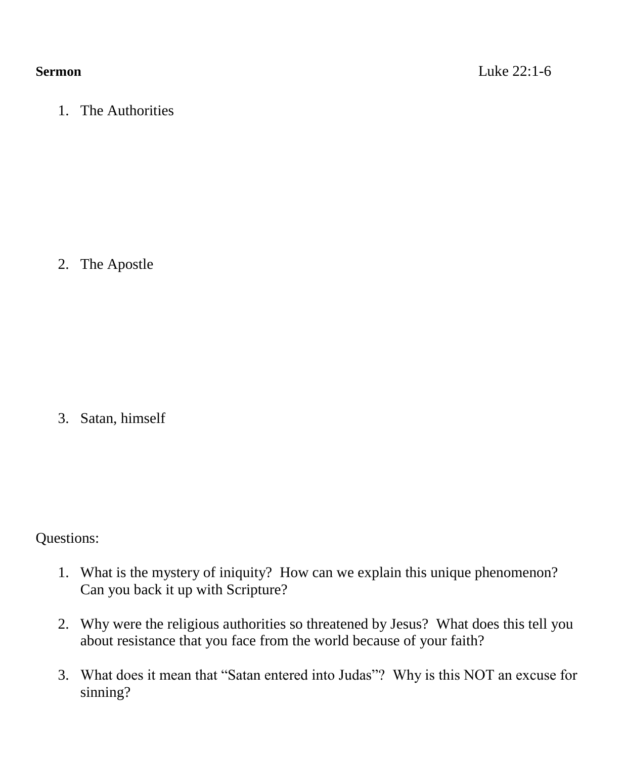**Sermon** Luke 22:1-6

1. The Authorities

2. The Apostle

3. Satan, himself

Questions:

1. What is the mystery of iniquity? How can we explain this unique phenomenon? Can you back it up with Scripture?

2. Why were the religious authorities so threatened by Jesus? What does this tell you about resistance that you face from the world because of your faith?

3. What does it mean that “Satan entered into Judas”? Why is this NOT an excuse for sinning?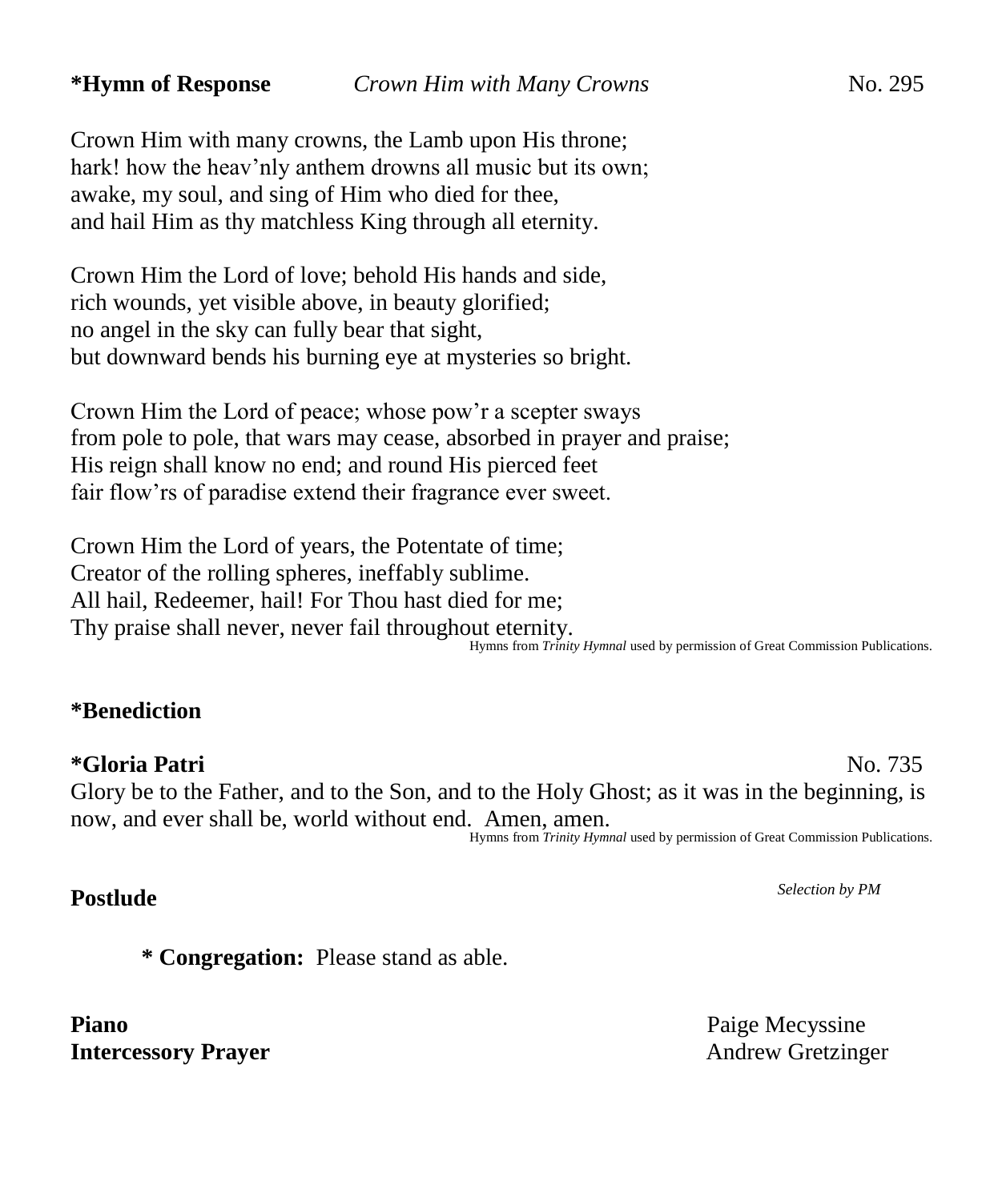**\*Hymn of Response** *Crown Him with Many Crowns* No. 295

Crown Him with many crowns, the Lamb upon His throne;
hark! how the heav'nly anthem drowns all music but its own;
awake, my soul, and sing of Him who died for thee,
and hail Him as thy matchless King through all eternity.

Crown Him the Lord of love; behold His hands and side,
rich wounds, yet visible above, in beauty glorified;
no angel in the sky can fully bear that sight,
but downward bends his burning eye at mysteries so bright.

Crown Him the Lord of peace; whose pow'r a scepter sways
from pole to pole, that wars may cease, absorbed in prayer and praise;
His reign shall know no end; and round His pierced feet
fair flow'rs of paradise extend their fragrance ever sweet.

Crown Him the Lord of years, the Potentate of time;
Creator of the rolling spheres, ineffably sublime.
All hail, Redeemer, hail! For Thou hast died for me;
Thy praise shall never, never fail throughout eternity.

Hymns from *Trinity Hymnal* used by permission of Great Commission Publications.

**\*Benediction**

**\*Gloria Patri** No. 735

Glory be to the Father, and to the Son, and to the Holy Ghost; as it was in the beginning, is now, and ever shall be, world without end. Amen, amen.

Hymns from *Trinity Hymnal* used by permission of Great Commission Publications.

**Postlude** *Selection by PM*

**\* Congregation:** Please stand as able.

**Piano** Paige Mecyssine
**Intercessory Prayer** Andrew Gretzinger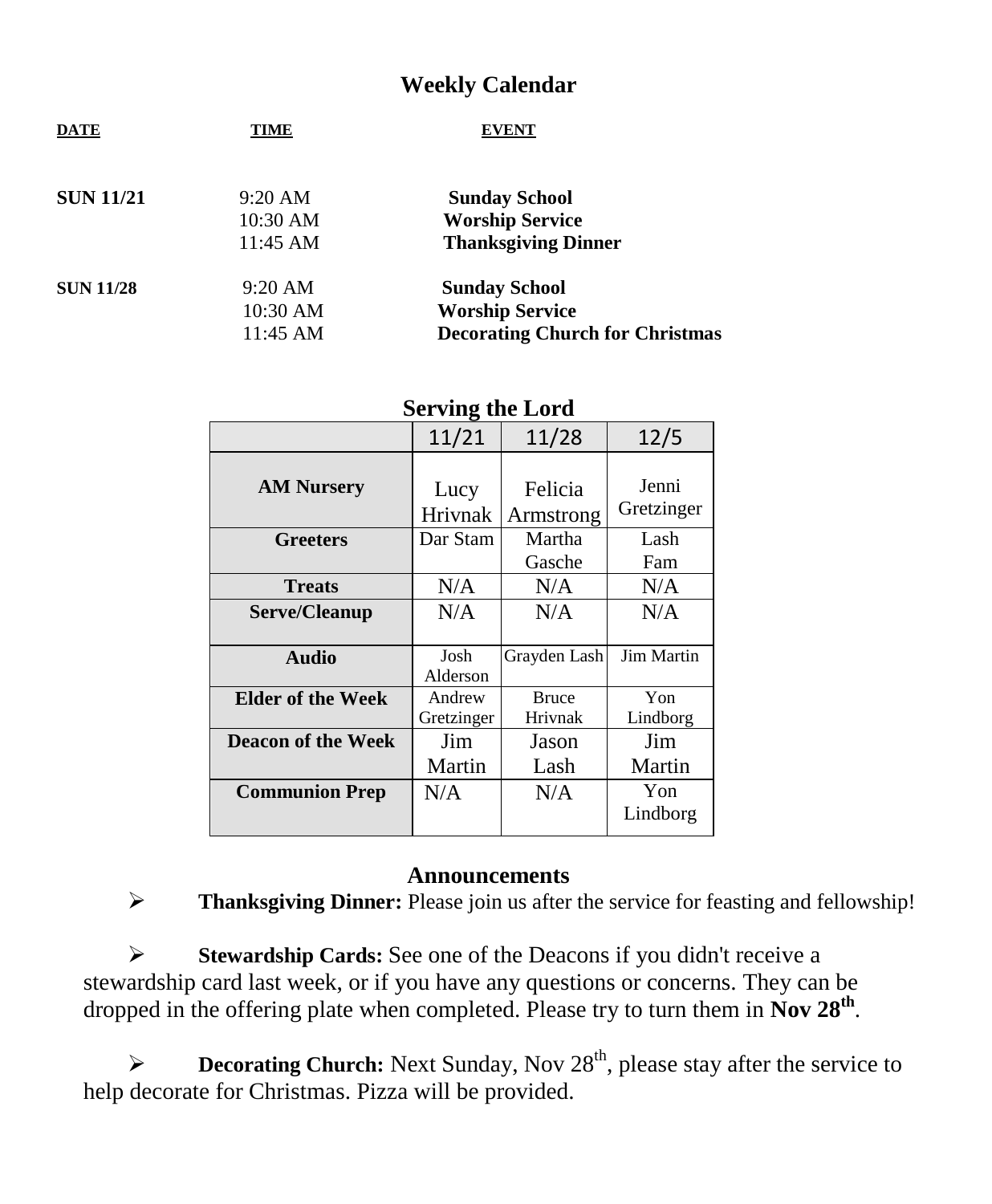# Weekly Calendar

| DATE | TIME | EVENT |
|---|---|---|
| **SUN 11/21** | 9:20 AM | **Sunday School** |
| | 10:30 AM | **Worship Service** |
| | 11:45 AM | **Thanksgiving Dinner** |
| **SUN 11/28** | 9:20 AM | **Sunday School** |
| | 10:30 AM | **Worship Service** |
| | 11:45 AM | **Decorating Church for Christmas** |

## Serving the Lord

| | 11/21 | 11/28 | 12/5 |
|---|---|---|---|
| **AM Nursery** | Lucy Hrivnak | Felicia Armstrong | Jenni Gretzinger |
| **Greeters** | Dar Stam | Martha Gasche | Lash Fam |
| **Treats** | N/A | N/A | N/A |
| **Serve/Cleanup** | N/A | N/A | N/A |
| **Audio** | Josh Alderson | Grayden Lash | Jim Martin |
| **Elder of the Week** | Andrew Gretzinger | Bruce Hrivnak | Yon Lindborg |
| **Deacon of the Week** | Jim Martin | Jason Lash | Jim Martin |
| **Communion Prep** | N/A | N/A | Yon Lindborg |

## Announcements

- **Thanksgiving Dinner:** Please join us after the service for feasting and fellowship!

- **Stewardship Cards:** See one of the Deacons if you didn't receive a stewardship card last week, or if you have any questions or concerns. They can be dropped in the offering plate when completed. Please try to turn them in **Nov 28th**.

- **Decorating Church:** Next Sunday, Nov 28th, please stay after the service to help decorate for Christmas. Pizza will be provided.